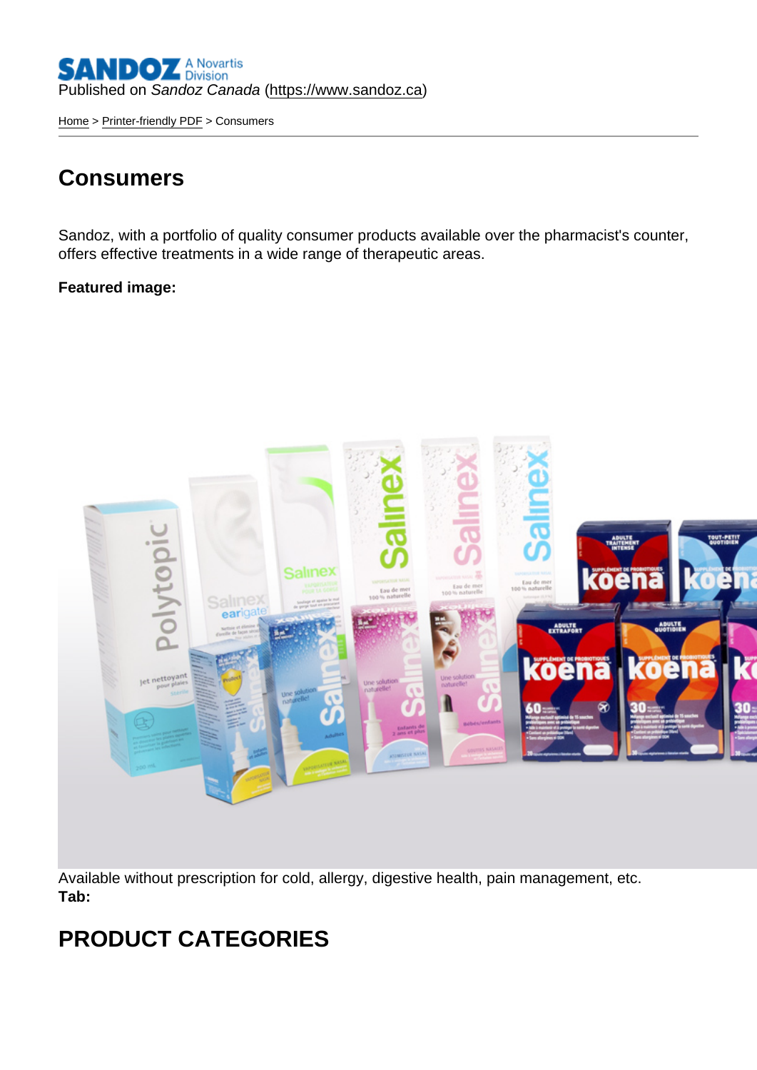Published on *Sandoz Canada* (https://www.sandoz.ca)

Home > Printer-friendly PDF > Consumers

# Consumers

Sandoz, with a portfolio of quality consumer products available over the pharmacist's counter, offers effective treatments in a wide range of therapeutic areas.

**Featured image:**

Available without prescription for cold, allergy, digestive health, pain management, etc.
**Tab:**

## PRODUCT CATEGORIES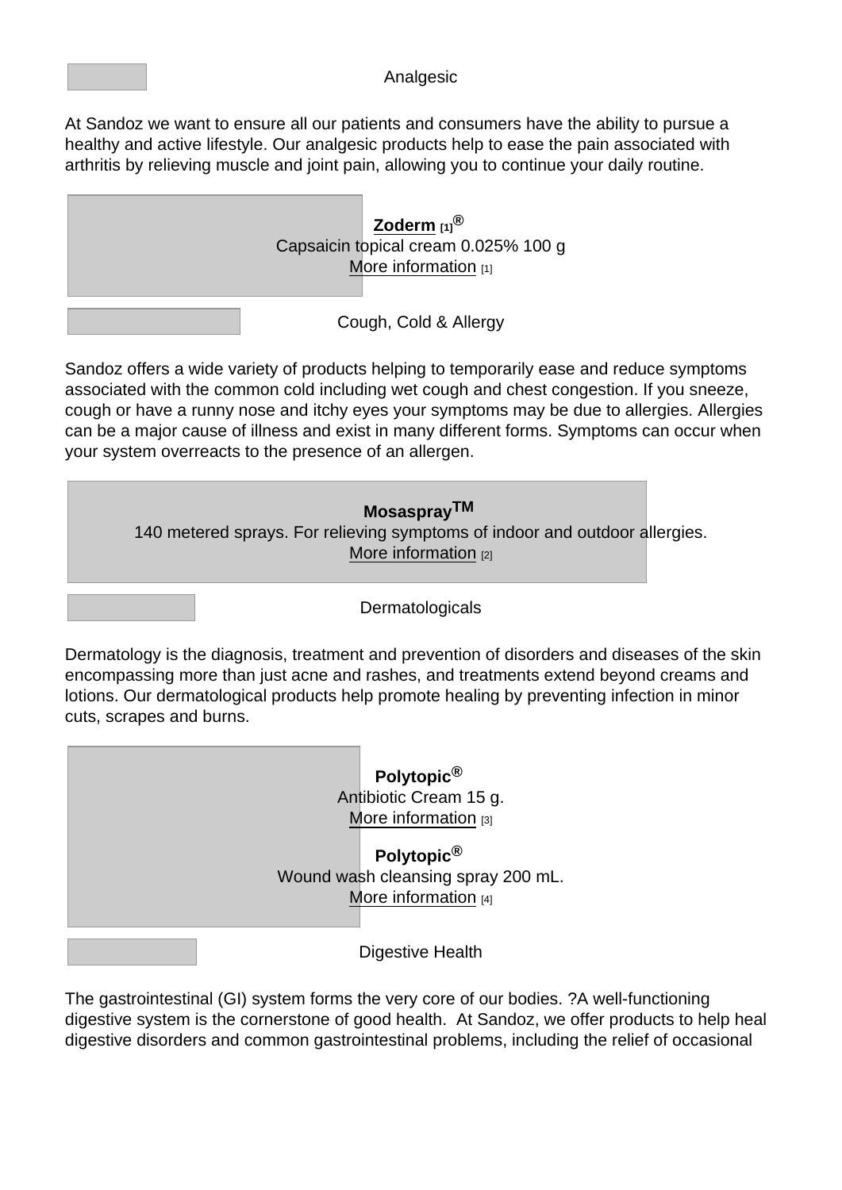## Analgesic

At Sandoz we want to ensure all our patients and consumers have the ability to pursue a healthy and active lifestyle. Our analgesic products help to ease the pain associated with arthritis by relieving muscle and joint pain, allowing you to continue your daily routine.

**Zoderm** [1]®
Capsaicin topical cream 0.025% 100 g
More information [1]

## Cough, Cold & Allergy

Sandoz offers a wide variety of products helping to temporarily ease and reduce symptoms associated with the common cold including wet cough and chest congestion. If you sneeze, cough or have a runny nose and itchy eyes your symptoms may be due to allergies. Allergies can be a major cause of illness and exist in many different forms. Symptoms can occur when your system overreacts to the presence of an allergen.

**Mosaspray™**
140 metered sprays. For relieving symptoms of indoor and outdoor allergies.
More information [2]

## Dermatologicals

Dermatology is the diagnosis, treatment and prevention of disorders and diseases of the skin encompassing more than just acne and rashes, and treatments extend beyond creams and lotions. Our dermatological products help promote healing by preventing infection in minor cuts, scrapes and burns.

**Polytopic®**
Antibiotic Cream 15 g.
More information [3]

**Polytopic®**
Wound wash cleansing spray 200 mL.
More information [4]

## Digestive Health

The gastrointestinal (GI) system forms the very core of our bodies. ?A well-functioning digestive system is the cornerstone of good health.  At Sandoz, we offer products to help heal digestive disorders and common gastrointestinal problems, including the relief of occasional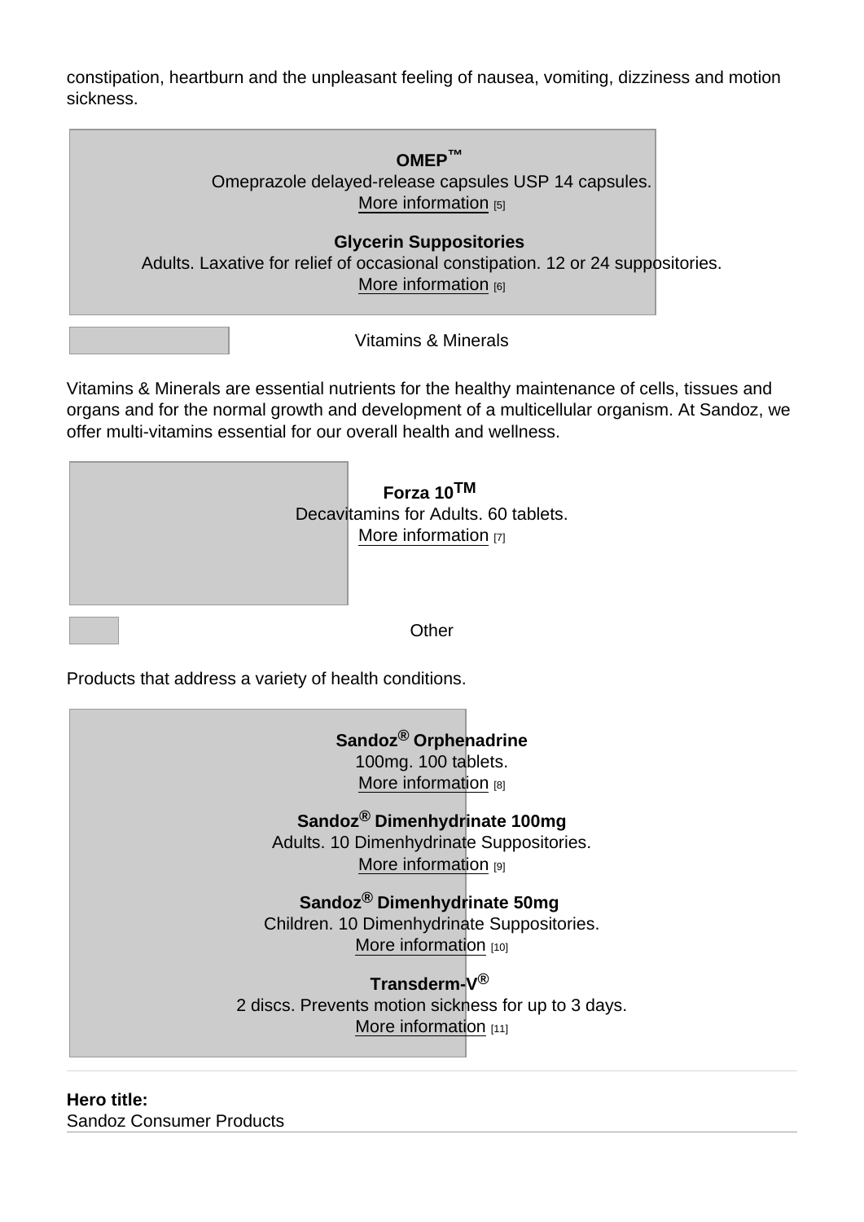constipation, heartburn and the unpleasant feeling of nausea, vomiting, dizziness and motion sickness.

**OMEP™**
Omeprazole delayed-release capsules USP 14 capsules.
More information [5]

**Glycerin Suppositories**
Adults. Laxative for relief of occasional constipation. 12 or 24 suppositories.
More information [6]

## Vitamins & Minerals

Vitamins & Minerals are essential nutrients for the healthy maintenance of cells, tissues and organs and for the normal growth and development of a multicellular organism. At Sandoz, we offer multi-vitamins essential for our overall health and wellness.

**Forza 10™**
Decavitamins for Adults. 60 tablets.
More information [7]

## Other

Products that address a variety of health conditions.

**Sandoz® Orphenadrine**
100mg. 100 tablets.
More information [8]

**Sandoz® Dimenhydrinate 100mg**
Adults. 10 Dimenhydrinate Suppositories.
More information [9]

**Sandoz® Dimenhydrinate 50mg**
Children. 10 Dimenhydrinate Suppositories.
More information [10]

**Transderm-V®**
2 discs. Prevents motion sickness for up to 3 days.
More information [11]

---

**Hero title:**
Sandoz Consumer Products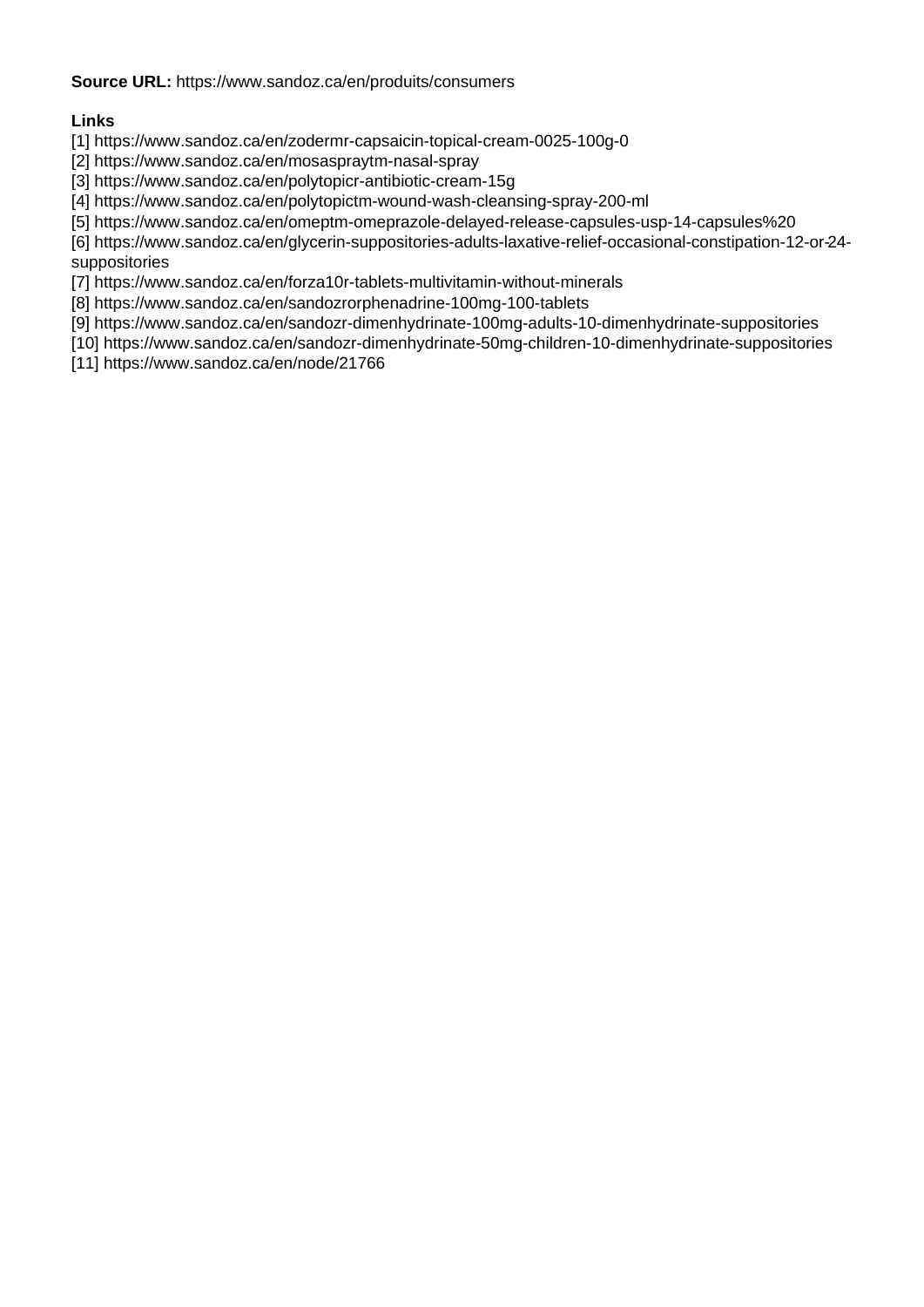**Source URL:** https://www.sandoz.ca/en/produits/consumers

**Links**

[1] https://www.sandoz.ca/en/zodermr-capsaicin-topical-cream-0025-100g-0
[2] https://www.sandoz.ca/en/mosaspraytm-nasal-spray
[3] https://www.sandoz.ca/en/polytopicr-antibiotic-cream-15g
[4] https://www.sandoz.ca/en/polytopictm-wound-wash-cleansing-spray-200-ml
[5] https://www.sandoz.ca/en/omeptm-omeprazole-delayed-release-capsules-usp-14-capsules%20
[6] https://www.sandoz.ca/en/glycerin-suppositories-adults-laxative-relief-occasional-constipation-12-or-24-suppositories
[7] https://www.sandoz.ca/en/forza10r-tablets-multivitamin-without-minerals
[8] https://www.sandoz.ca/en/sandozrorphenadrine-100mg-100-tablets
[9] https://www.sandoz.ca/en/sandozr-dimenhydrinate-100mg-adults-10-dimenhydrinate-suppositories
[10] https://www.sandoz.ca/en/sandozr-dimenhydrinate-50mg-children-10-dimenhydrinate-suppositories
[11] https://www.sandoz.ca/en/node/21766